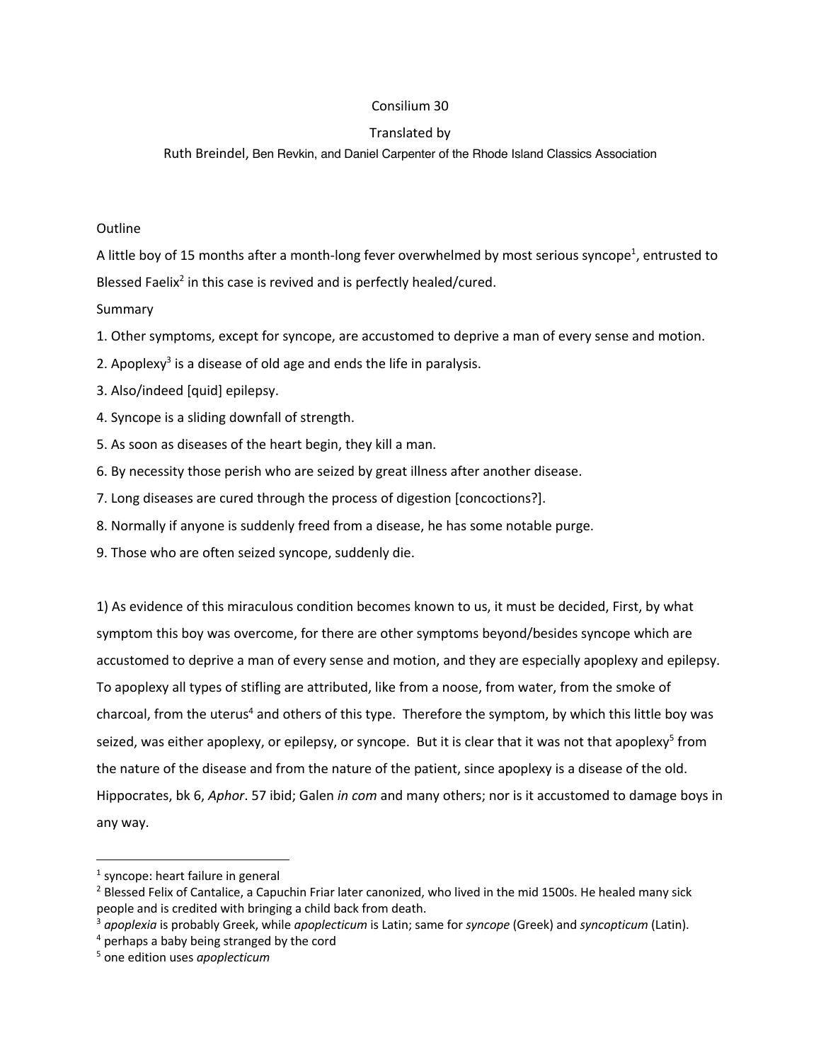# Consilium 30

Translated by

Ruth Breindel, Ben Revkin, and Daniel Carpenter of the Rhode Island Classics Association

Outline

A little boy of 15 months after a month-long fever overwhelmed by most serious syncope[1], entrusted to Blessed Faelix[2] in this case is revived and is perfectly healed/cured.

Summary

1. Other symptoms, except for syncope, are accustomed to deprive a man of every sense and motion.
2. Apoplexy[3] is a disease of old age and ends the life in paralysis.
3. Also/indeed [quid] epilepsy.
4. Syncope is a sliding downfall of strength.
5. As soon as diseases of the heart begin, they kill a man.
6. By necessity those perish who are seized by great illness after another disease.
7. Long diseases are cured through the process of digestion [concoctions?].
8. Normally if anyone is suddenly freed from a disease, he has some notable purge.
9. Those who are often seized syncope, suddenly die.

1) As evidence of this miraculous condition becomes known to us, it must be decided, First, by what symptom this boy was overcome, for there are other symptoms beyond/besides syncope which are accustomed to deprive a man of every sense and motion, and they are especially apoplexy and epilepsy. To apoplexy all types of stifling are attributed, like from a noose, from water, from the smoke of charcoal, from the uterus[4] and others of this type. Therefore the symptom, by which this little boy was seized, was either apoplexy, or epilepsy, or syncope. But it is clear that it was not that apoplexy[5] from the nature of the disease and from the nature of the patient, since apoplexy is a disease of the old. Hippocrates, bk 6, *Aphor*. 57 ibid; Galen *in com* and many others; nor is it accustomed to damage boys in any way.

---

[1] syncope: heart failure in general

[2] Blessed Felix of Cantalice, a Capuchin Friar later canonized, who lived in the mid 1500s. He healed many sick people and is credited with bringing a child back from death.

[3] *apoplexia* is probably Greek, while *apoplecticum* is Latin; same for *syncope* (Greek) and *syncopticum* (Latin).

[4] perhaps a baby being stranged by the cord

[5] one edition uses *apoplecticum*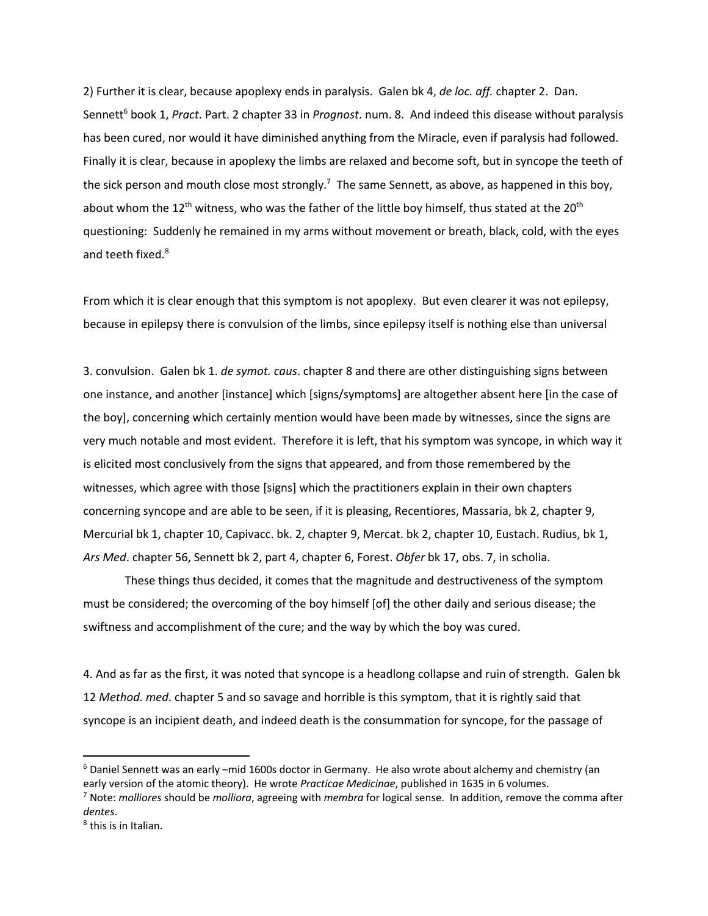2) Further it is clear, because apoplexy ends in paralysis. Galen bk 4, *de loc. aff.* chapter 2. Dan. Sennett[6] book 1, *Pract*. Part. 2 chapter 33 in *Prognost*. num. 8. And indeed this disease without paralysis has been cured, nor would it have diminished anything from the Miracle, even if paralysis had followed. Finally it is clear, because in apoplexy the limbs are relaxed and become soft, but in syncope the teeth of the sick person and mouth close most strongly.[7] The same Sennett, as above, as happened in this boy, about whom the 12th witness, who was the father of the little boy himself, thus stated at the 20th questioning: Suddenly he remained in my arms without movement or breath, black, cold, with the eyes and teeth fixed.[8]

From which it is clear enough that this symptom is not apoplexy. But even clearer it was not epilepsy, because in epilepsy there is convulsion of the limbs, since epilepsy itself is nothing else than universal

3. convulsion. Galen bk 1. *de symot. caus*. chapter 8 and there are other distinguishing signs between one instance, and another [instance] which [signs/symptoms] are altogether absent here [in the case of the boy], concerning which certainly mention would have been made by witnesses, since the signs are very much notable and most evident. Therefore it is left, that his symptom was syncope, in which way it is elicited most conclusively from the signs that appeared, and from those remembered by the witnesses, which agree with those [signs] which the practitioners explain in their own chapters concerning syncope and are able to be seen, if it is pleasing, Recentiores, Massaria, bk 2, chapter 9, Mercurial bk 1, chapter 10, Capivacc. bk. 2, chapter 9, Mercat. bk 2, chapter 10, Eustach. Rudius, bk 1, *Ars Med*. chapter 56, Sennett bk 2, part 4, chapter 6, Forest. *Obfer* bk 17, obs. 7, in scholia.

These things thus decided, it comes that the magnitude and destructiveness of the symptom must be considered; the overcoming of the boy himself [of] the other daily and serious disease; the swiftness and accomplishment of the cure; and the way by which the boy was cured.

4. And as far as the first, it was noted that syncope is a headlong collapse and ruin of strength. Galen bk 12 *Method. med*. chapter 5 and so savage and horrible is this symptom, that it is rightly said that syncope is an incipient death, and indeed death is the consummation for syncope, for the passage of

---

[6] Daniel Sennett was an early –mid 1600s doctor in Germany. He also wrote about alchemy and chemistry (an early version of the atomic theory). He wrote *Practicae Medicinae*, published in 1635 in 6 volumes.

[7] Note: *molliores* should be *molliora*, agreeing with *membra* for logical sense. In addition, remove the comma after *dentes*.

[8] this is in Italian.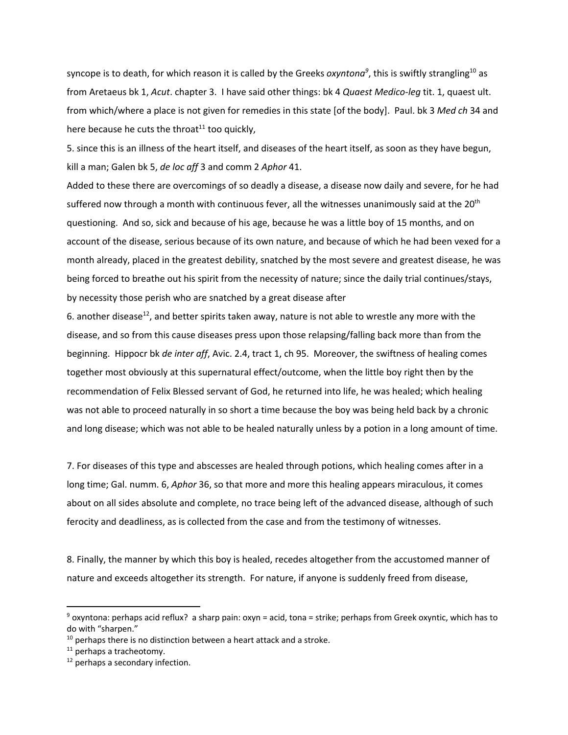syncope is to death, for which reason it is called by the Greeks *oxyntona*[9], this is swiftly strangling[10] as from Aretaeus bk 1, *Acut*. chapter 3. I have said other things: bk 4 *Quaest Medico-leg* tit. 1, quaest ult. from which/where a place is not given for remedies in this state [of the body]. Paul. bk 3 *Med ch* 34 and here because he cuts the throat[11] too quickly,

5. since this is an illness of the heart itself, and diseases of the heart itself, as soon as they have begun, kill a man; Galen bk 5, *de loc aff* 3 and comm 2 *Aphor* 41.

Added to these there are overcomings of so deadly a disease, a disease now daily and severe, for he had suffered now through a month with continuous fever, all the witnesses unanimously said at the 20th questioning. And so, sick and because of his age, because he was a little boy of 15 months, and on account of the disease, serious because of its own nature, and because of which he had been vexed for a month already, placed in the greatest debility, snatched by the most severe and greatest disease, he was being forced to breathe out his spirit from the necessity of nature; since the daily trial continues/stays, by necessity those perish who are snatched by a great disease after

6. another disease[12], and better spirits taken away, nature is not able to wrestle any more with the disease, and so from this cause diseases press upon those relapsing/falling back more than from the beginning. Hippocr bk *de inter aff*, Avic. 2.4, tract 1, ch 95. Moreover, the swiftness of healing comes together most obviously at this supernatural effect/outcome, when the little boy right then by the recommendation of Felix Blessed servant of God, he returned into life, he was healed; which healing was not able to proceed naturally in so short a time because the boy was being held back by a chronic and long disease; which was not able to be healed naturally unless by a potion in a long amount of time.

7. For diseases of this type and abscesses are healed through potions, which healing comes after in a long time; Gal. numm. 6, *Aphor* 36, so that more and more this healing appears miraculous, it comes about on all sides absolute and complete, no trace being left of the advanced disease, although of such ferocity and deadliness, as is collected from the case and from the testimony of witnesses.

8. Finally, the manner by which this boy is healed, recedes altogether from the accustomed manner of nature and exceeds altogether its strength. For nature, if anyone is suddenly freed from disease,

---

[9] oxyntona: perhaps acid reflux? a sharp pain: oxyn = acid, tona = strike; perhaps from Greek oxyntic, which has to do with "sharpen."

[10] perhaps there is no distinction between a heart attack and a stroke.

[11] perhaps a tracheotomy.

[12] perhaps a secondary infection.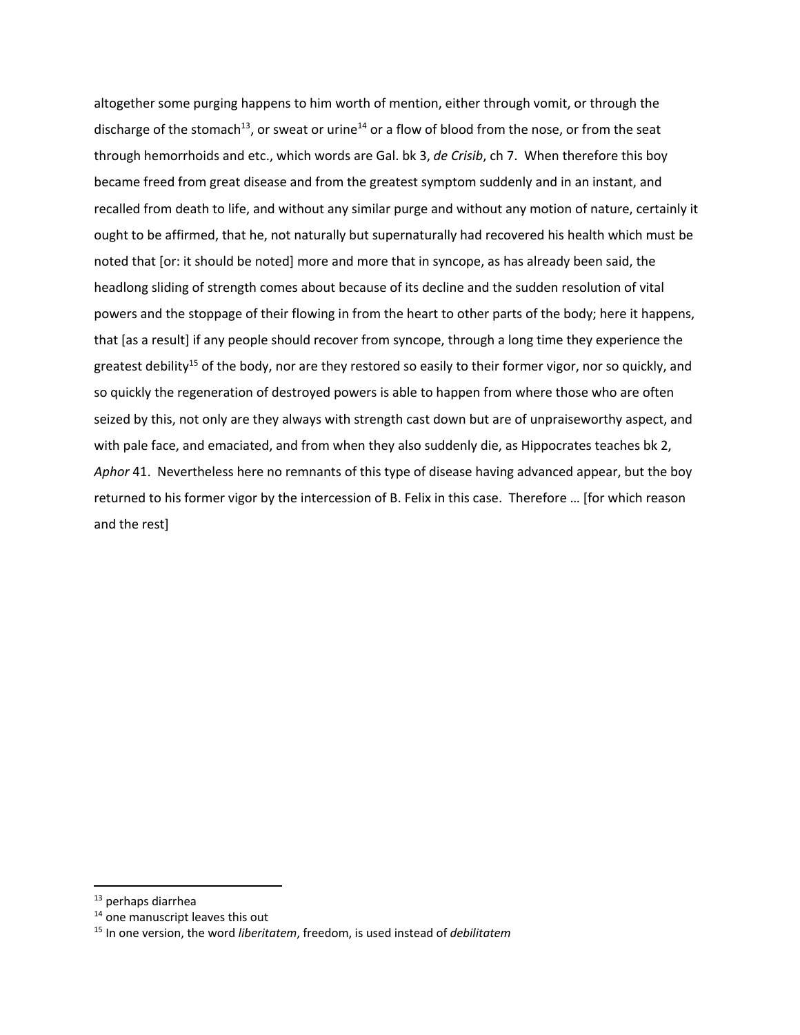altogether some purging happens to him worth of mention, either through vomit, or through the discharge of the stomach[13], or sweat or urine[14] or a flow of blood from the nose, or from the seat through hemorrhoids and etc., which words are Gal. bk 3, *de Crisib*, ch 7. When therefore this boy became freed from great disease and from the greatest symptom suddenly and in an instant, and recalled from death to life, and without any similar purge and without any motion of nature, certainly it ought to be affirmed, that he, not naturally but supernaturally had recovered his health which must be noted that [or: it should be noted] more and more that in syncope, as has already been said, the headlong sliding of strength comes about because of its decline and the sudden resolution of vital powers and the stoppage of their flowing in from the heart to other parts of the body; here it happens, that [as a result] if any people should recover from syncope, through a long time they experience the greatest debility[15] of the body, nor are they restored so easily to their former vigor, nor so quickly, and so quickly the regeneration of destroyed powers is able to happen from where those who are often seized by this, not only are they always with strength cast down but are of unpraiseworthy aspect, and with pale face, and emaciated, and from when they also suddenly die, as Hippocrates teaches bk 2, *Aphor* 41. Nevertheless here no remnants of this type of disease having advanced appear, but the boy returned to his former vigor by the intercession of B. Felix in this case. Therefore … [for which reason and the rest]

---

[13] perhaps diarrhea

[14] one manuscript leaves this out

[15] In one version, the word *liberitatem*, freedom, is used instead of *debilitatem*